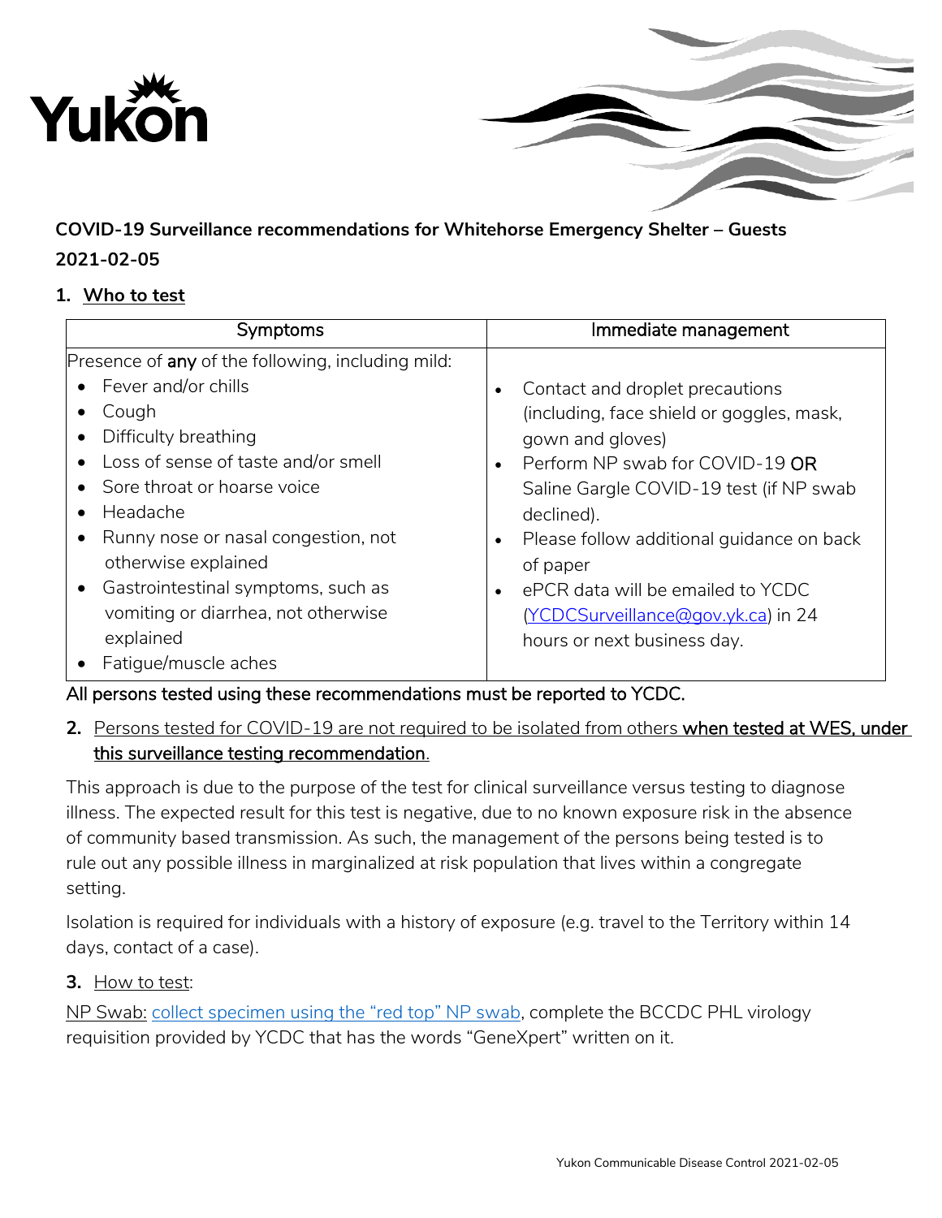Yukon

**COVID-19 Surveillance recommendations for Whitehorse Emergency Shelter – Guests 2021-02-05**

**1. Who to test**

| Symptoms | Immediate management |
|---|---|
| Presence of **any** of the following, including mild:<br>• Fever and/or chills<br>• Cough<br>• Difficulty breathing<br>• Loss of sense of taste and/or smell<br>• Sore throat or hoarse voice<br>• Headache<br>• Runny nose or nasal congestion, not otherwise explained<br>• Gastrointestinal symptoms, such as vomiting or diarrhea, not otherwise explained<br>• Fatigue/muscle aches | • Contact and droplet precautions (including, face shield or goggles, mask, gown and gloves)<br>• Perform NP swab for COVID-19 OR Saline Gargle COVID-19 test (if NP swab declined).<br>• Please follow additional guidance on back of paper<br>• ePCR data will be emailed to YCDC (YCDCSurveillance@gov.yk.ca) in 24 hours or next business day. |

All persons tested using these recommendations must be reported to YCDC.

**2.** Persons tested for COVID-19 are not required to be isolated from others **when tested at WES, under this surveillance testing recommendation**.

This approach is due to the purpose of the test for clinical surveillance versus testing to diagnose illness. The expected result for this test is negative, due to no known exposure risk in the absence of community based transmission. As such, the management of the persons being tested is to rule out any possible illness in marginalized at risk population that lives within a congregate setting.

Isolation is required for individuals with a history of exposure (e.g. travel to the Territory within 14 days, contact of a case).

**3.** How to test:

NP Swab: collect specimen using the "red top" NP swab, complete the BCCDC PHL virology requisition provided by YCDC that has the words "GeneXpert" written on it.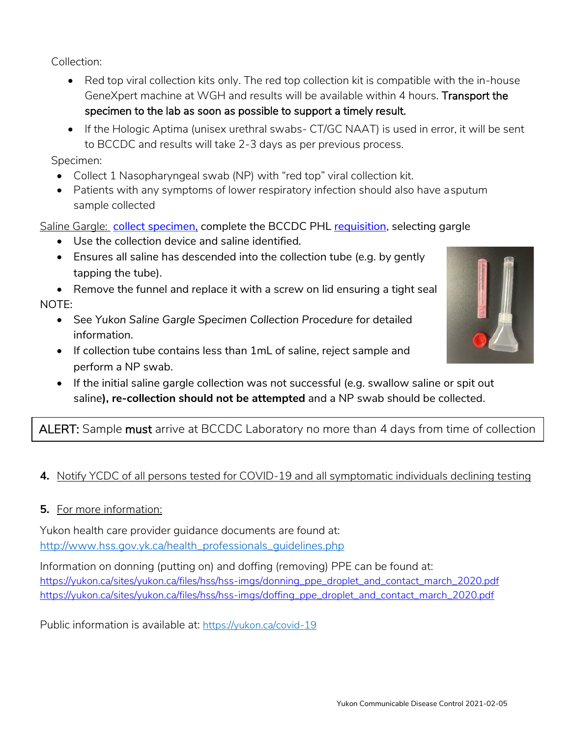Collection:

- Red top viral collection kits only. The red top collection kit is compatible with the in-house GeneXpert machine at WGH and results will be available within 4 hours. **Transport the specimen to the lab as soon as possible to support a timely result.**
- If the Hologic Aptima (unisex urethral swabs- CT/GC NAAT) is used in error, it will be sent to BCCDC and results will take 2-3 days as per previous process.

Specimen:

- Collect 1 Nasopharyngeal swab (NP) with "red top" viral collection kit.
- Patients with any symptoms of lower respiratory infection should also have a sputum sample collected

Saline Gargle: [collect specimen,](#) complete the BCCDC PHL [requisition](#), selecting gargle

- Use the collection device and saline identified.
- Ensures all saline has descended into the collection tube (e.g. by gently tapping the tube).
- Remove the funnel and replace it with a screw on lid ensuring a tight seal

NOTE:

- See *Yukon Saline Gargle Specimen Collection Procedure* for detailed information.
- If collection tube contains less than 1mL of saline, reject sample and perform a NP swab.
- If the initial saline gargle collection was not successful (e.g. swallow saline or spit out saline**), re-collection should not be attempted** and a NP swab should be collected.

**ALERT:** Sample **must** arrive at BCCDC Laboratory no more than 4 days from time of collection

**4.** Notify YCDC of all persons tested for COVID-19 and all symptomatic individuals declining testing

**5.** For more information:

Yukon health care provider guidance documents are found at:
http://www.hss.gov.yk.ca/health_professionals_guidelines.php

Information on donning (putting on) and doffing (removing) PPE can be found at:
https://yukon.ca/sites/yukon.ca/files/hss/hss-imgs/donning_ppe_droplet_and_contact_march_2020.pdf
https://yukon.ca/sites/yukon.ca/files/hss/hss-imgs/doffing_ppe_droplet_and_contact_march_2020.pdf

Public information is available at: https://yukon.ca/covid-19